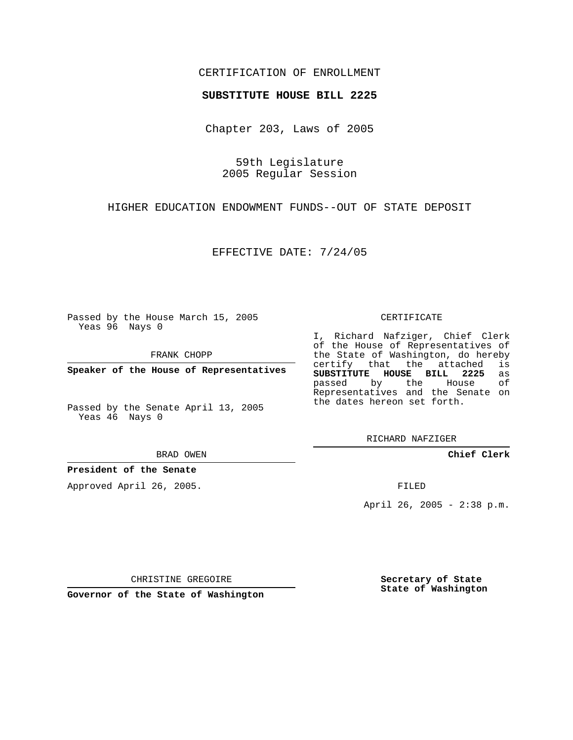CERTIFICATION OF ENROLLMENT

**SUBSTITUTE HOUSE BILL 2225**

Chapter 203, Laws of 2005

59th Legislature
2005 Regular Session

HIGHER EDUCATION ENDOWMENT FUNDS--OUT OF STATE DEPOSIT

EFFECTIVE DATE: 7/24/05

Passed by the House March 15, 2005
Yeas 96 Nays 0

FRANK CHOPP

**Speaker of the House of Representatives**

Passed by the Senate April 13, 2005
Yeas 46 Nays 0

BRAD OWEN

**President of the Senate**

Approved April 26, 2005.

CHRISTINE GREGOIRE

**Governor of the State of Washington**

CERTIFICATE

I, Richard Nafziger, Chief Clerk of the House of Representatives of the State of Washington, do hereby certify that the attached is **SUBSTITUTE HOUSE BILL 2225** as passed by the House of Representatives and the Senate on the dates hereon set forth.

RICHARD NAFZIGER

**Chief Clerk**

FILED

April 26, 2005 - 2:38 p.m.

**Secretary of State**
**State of Washington**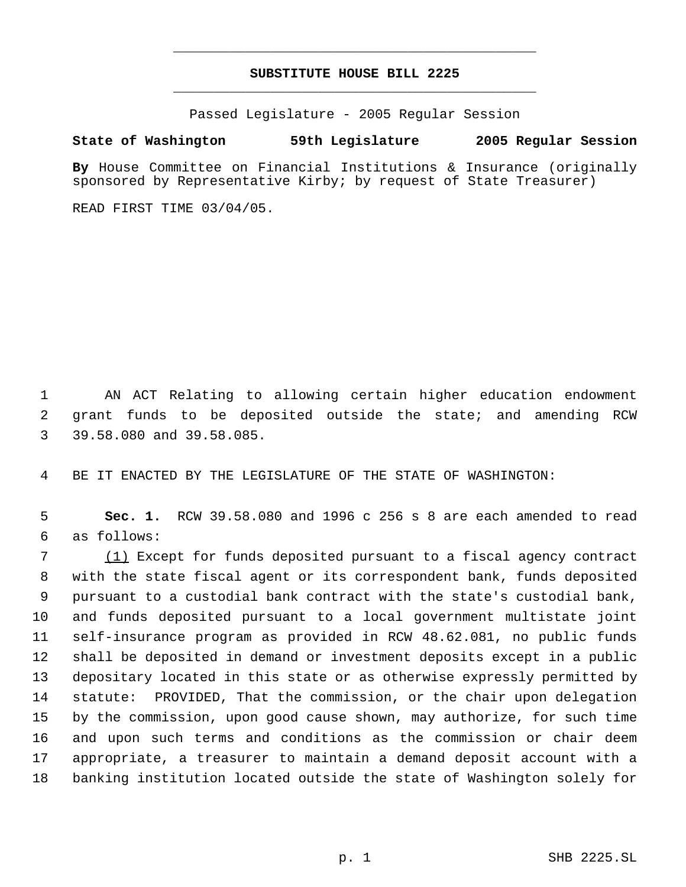**SUBSTITUTE HOUSE BILL 2225**

Passed Legislature - 2005 Regular Session

**State of Washington 59th Legislature 2005 Regular Session**

**By** House Committee on Financial Institutions & Insurance (originally sponsored by Representative Kirby; by request of State Treasurer)

READ FIRST TIME 03/04/05.

AN ACT Relating to allowing certain higher education endowment grant funds to be deposited outside the state; and amending RCW 39.58.080 and 39.58.085.

BE IT ENACTED BY THE LEGISLATURE OF THE STATE OF WASHINGTON:

**Sec. 1.** RCW 39.58.080 and 1996 c 256 s 8 are each amended to read as follows:

(1) Except for funds deposited pursuant to a fiscal agency contract with the state fiscal agent or its correspondent bank, funds deposited pursuant to a custodial bank contract with the state's custodial bank, and funds deposited pursuant to a local government multistate joint self-insurance program as provided in RCW 48.62.081, no public funds shall be deposited in demand or investment deposits except in a public depositary located in this state or as otherwise expressly permitted by statute: PROVIDED, That the commission, or the chair upon delegation by the commission, upon good cause shown, may authorize, for such time and upon such terms and conditions as the commission or chair deem appropriate, a treasurer to maintain a demand deposit account with a banking institution located outside the state of Washington solely for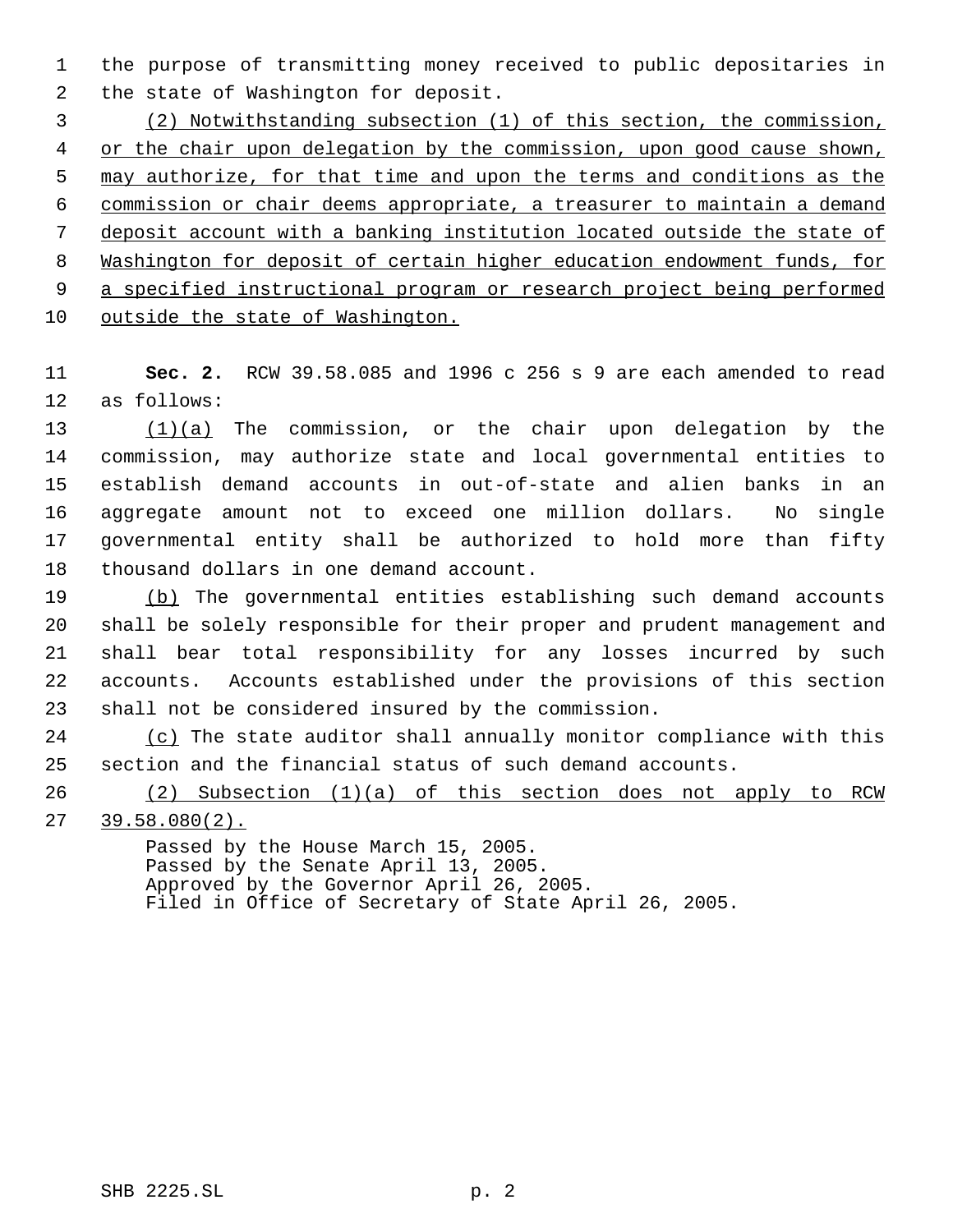the purpose of transmitting money received to public depositaries in the state of Washington for deposit.

(2) Notwithstanding subsection (1) of this section, the commission, or the chair upon delegation by the commission, upon good cause shown, may authorize, for that time and upon the terms and conditions as the commission or chair deems appropriate, a treasurer to maintain a demand deposit account with a banking institution located outside the state of Washington for deposit of certain higher education endowment funds, for a specified instructional program or research project being performed outside the state of Washington.

**Sec. 2.** RCW 39.58.085 and 1996 c 256 s 9 are each amended to read as follows:

(1)(a) The commission, or the chair upon delegation by the commission, may authorize state and local governmental entities to establish demand accounts in out-of-state and alien banks in an aggregate amount not to exceed one million dollars. No single governmental entity shall be authorized to hold more than fifty thousand dollars in one demand account.

(b) The governmental entities establishing such demand accounts shall be solely responsible for their proper and prudent management and shall bear total responsibility for any losses incurred by such accounts. Accounts established under the provisions of this section shall not be considered insured by the commission.

(c) The state auditor shall annually monitor compliance with this section and the financial status of such demand accounts.

(2) Subsection (1)(a) of this section does not apply to RCW 39.58.080(2).

Passed by the House March 15, 2005.
Passed by the Senate April 13, 2005.
Approved by the Governor April 26, 2005.
Filed in Office of Secretary of State April 26, 2005.